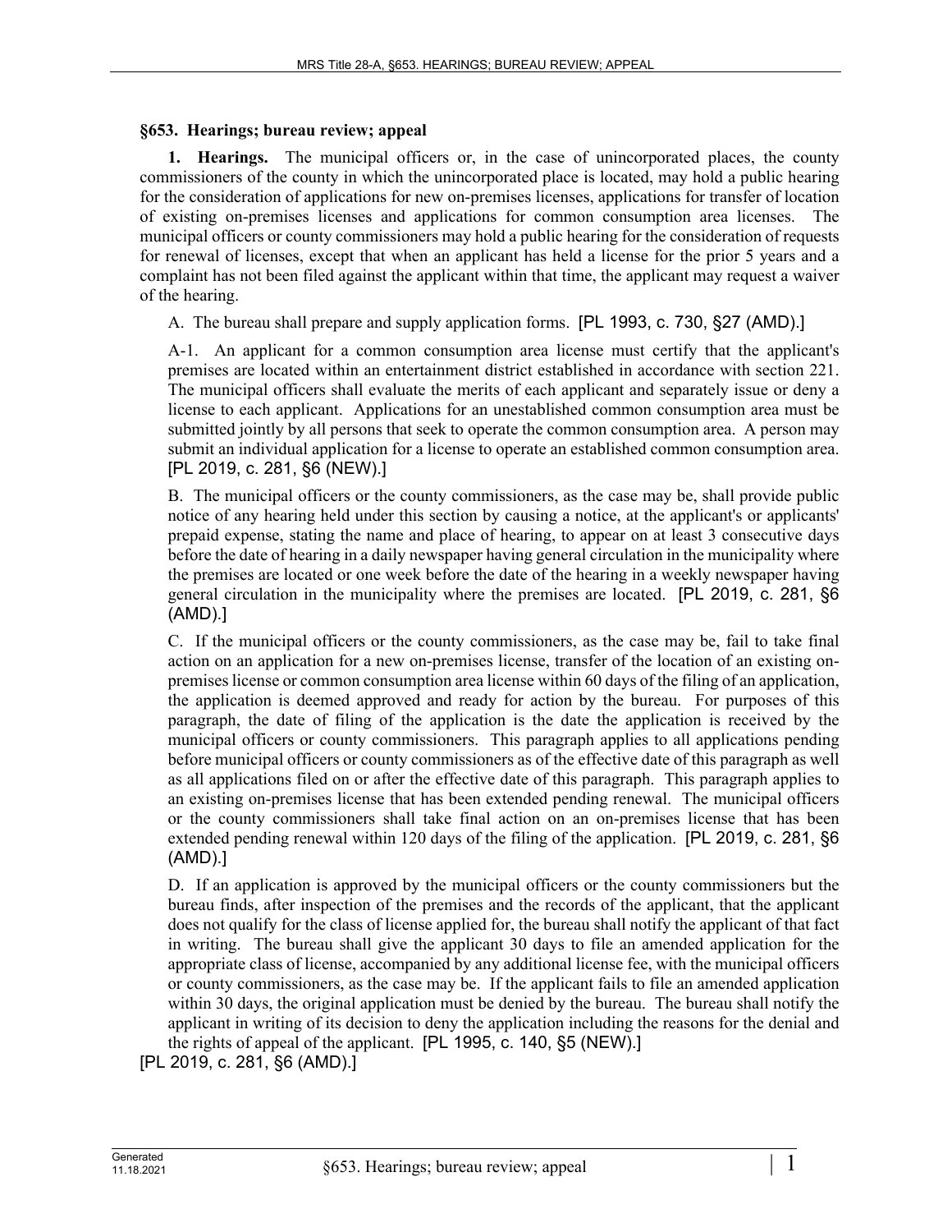## §653. Hearings; bureau review; appeal

**1. Hearings.** The municipal officers or, in the case of unincorporated places, the county commissioners of the county in which the unincorporated place is located, may hold a public hearing for the consideration of applications for new on-premises licenses, applications for transfer of location of existing on-premises licenses and applications for common consumption area licenses. The municipal officers or county commissioners may hold a public hearing for the consideration of requests for renewal of licenses, except that when an applicant has held a license for the prior 5 years and a complaint has not been filed against the applicant within that time, the applicant may request a waiver of the hearing.

A. The bureau shall prepare and supply application forms. [PL 1993, c. 730, §27 (AMD).]

A-1. An applicant for a common consumption area license must certify that the applicant's premises are located within an entertainment district established in accordance with section 221. The municipal officers shall evaluate the merits of each applicant and separately issue or deny a license to each applicant. Applications for an unestablished common consumption area must be submitted jointly by all persons that seek to operate the common consumption area. A person may submit an individual application for a license to operate an established common consumption area. [PL 2019, c. 281, §6 (NEW).]

B. The municipal officers or the county commissioners, as the case may be, shall provide public notice of any hearing held under this section by causing a notice, at the applicant's or applicants' prepaid expense, stating the name and place of hearing, to appear on at least 3 consecutive days before the date of hearing in a daily newspaper having general circulation in the municipality where the premises are located or one week before the date of the hearing in a weekly newspaper having general circulation in the municipality where the premises are located. [PL 2019, c. 281, §6 (AMD).]

C. If the municipal officers or the county commissioners, as the case may be, fail to take final action on an application for a new on-premises license, transfer of the location of an existing on-premises license or common consumption area license within 60 days of the filing of an application, the application is deemed approved and ready for action by the bureau. For purposes of this paragraph, the date of filing of the application is the date the application is received by the municipal officers or county commissioners. This paragraph applies to all applications pending before municipal officers or county commissioners as of the effective date of this paragraph as well as all applications filed on or after the effective date of this paragraph. This paragraph applies to an existing on-premises license that has been extended pending renewal. The municipal officers or the county commissioners shall take final action on an on-premises license that has been extended pending renewal within 120 days of the filing of the application. [PL 2019, c. 281, §6 (AMD).]

D. If an application is approved by the municipal officers or the county commissioners but the bureau finds, after inspection of the premises and the records of the applicant, that the applicant does not qualify for the class of license applied for, the bureau shall notify the applicant of that fact in writing. The bureau shall give the applicant 30 days to file an amended application for the appropriate class of license, accompanied by any additional license fee, with the municipal officers or county commissioners, as the case may be. If the applicant fails to file an amended application within 30 days, the original application must be denied by the bureau. The bureau shall notify the applicant in writing of its decision to deny the application including the reasons for the denial and the rights of appeal of the applicant. [PL 1995, c. 140, §5 (NEW).]

[PL 2019, c. 281, §6 (AMD).]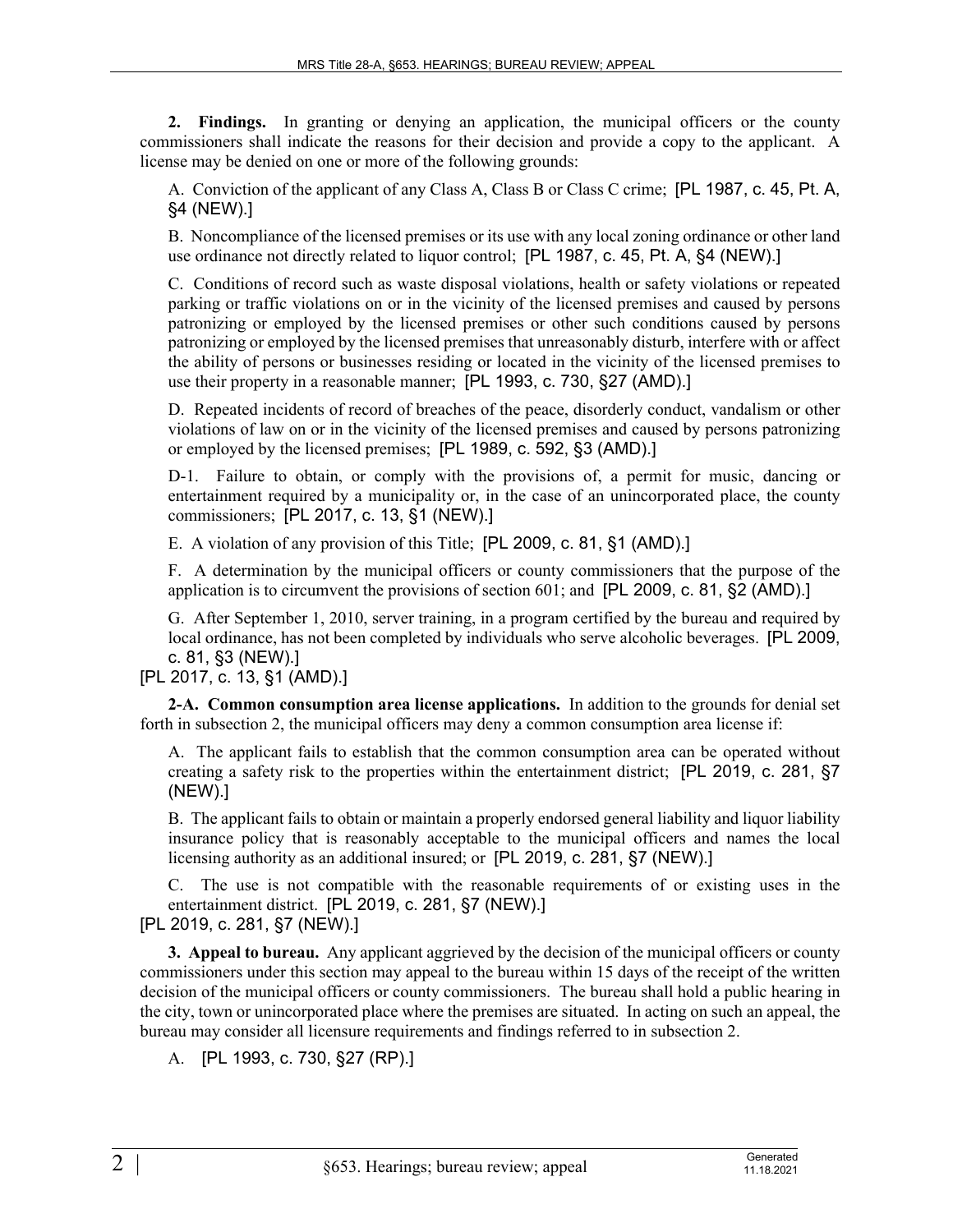**2. Findings.** In granting or denying an application, the municipal officers or the county commissioners shall indicate the reasons for their decision and provide a copy to the applicant. A license may be denied on one or more of the following grounds:

A. Conviction of the applicant of any Class A, Class B or Class C crime; [PL 1987, c. 45, Pt. A, §4 (NEW).]

B. Noncompliance of the licensed premises or its use with any local zoning ordinance or other land use ordinance not directly related to liquor control; [PL 1987, c. 45, Pt. A, §4 (NEW).]

C. Conditions of record such as waste disposal violations, health or safety violations or repeated parking or traffic violations on or in the vicinity of the licensed premises and caused by persons patronizing or employed by the licensed premises or other such conditions caused by persons patronizing or employed by the licensed premises that unreasonably disturb, interfere with or affect the ability of persons or businesses residing or located in the vicinity of the licensed premises to use their property in a reasonable manner; [PL 1993, c. 730, §27 (AMD).]

D. Repeated incidents of record of breaches of the peace, disorderly conduct, vandalism or other violations of law on or in the vicinity of the licensed premises and caused by persons patronizing or employed by the licensed premises; [PL 1989, c. 592, §3 (AMD).]

D-1. Failure to obtain, or comply with the provisions of, a permit for music, dancing or entertainment required by a municipality or, in the case of an unincorporated place, the county commissioners; [PL 2017, c. 13, §1 (NEW).]

E. A violation of any provision of this Title; [PL 2009, c. 81, §1 (AMD).]

F. A determination by the municipal officers or county commissioners that the purpose of the application is to circumvent the provisions of section 601; and [PL 2009, c. 81, §2 (AMD).]

G. After September 1, 2010, server training, in a program certified by the bureau and required by local ordinance, has not been completed by individuals who serve alcoholic beverages. [PL 2009, c. 81, §3 (NEW).]

[PL 2017, c. 13, §1 (AMD).]

**2-A. Common consumption area license applications.** In addition to the grounds for denial set forth in subsection 2, the municipal officers may deny a common consumption area license if:

A. The applicant fails to establish that the common consumption area can be operated without creating a safety risk to the properties within the entertainment district; [PL 2019, c. 281, §7 (NEW).]

B. The applicant fails to obtain or maintain a properly endorsed general liability and liquor liability insurance policy that is reasonably acceptable to the municipal officers and names the local licensing authority as an additional insured; or [PL 2019, c. 281, §7 (NEW).]

C. The use is not compatible with the reasonable requirements of or existing uses in the entertainment district. [PL 2019, c. 281, §7 (NEW).]

[PL 2019, c. 281, §7 (NEW).]

**3. Appeal to bureau.** Any applicant aggrieved by the decision of the municipal officers or county commissioners under this section may appeal to the bureau within 15 days of the receipt of the written decision of the municipal officers or county commissioners. The bureau shall hold a public hearing in the city, town or unincorporated place where the premises are situated. In acting on such an appeal, the bureau may consider all licensure requirements and findings referred to in subsection 2.

A. [PL 1993, c. 730, §27 (RP).]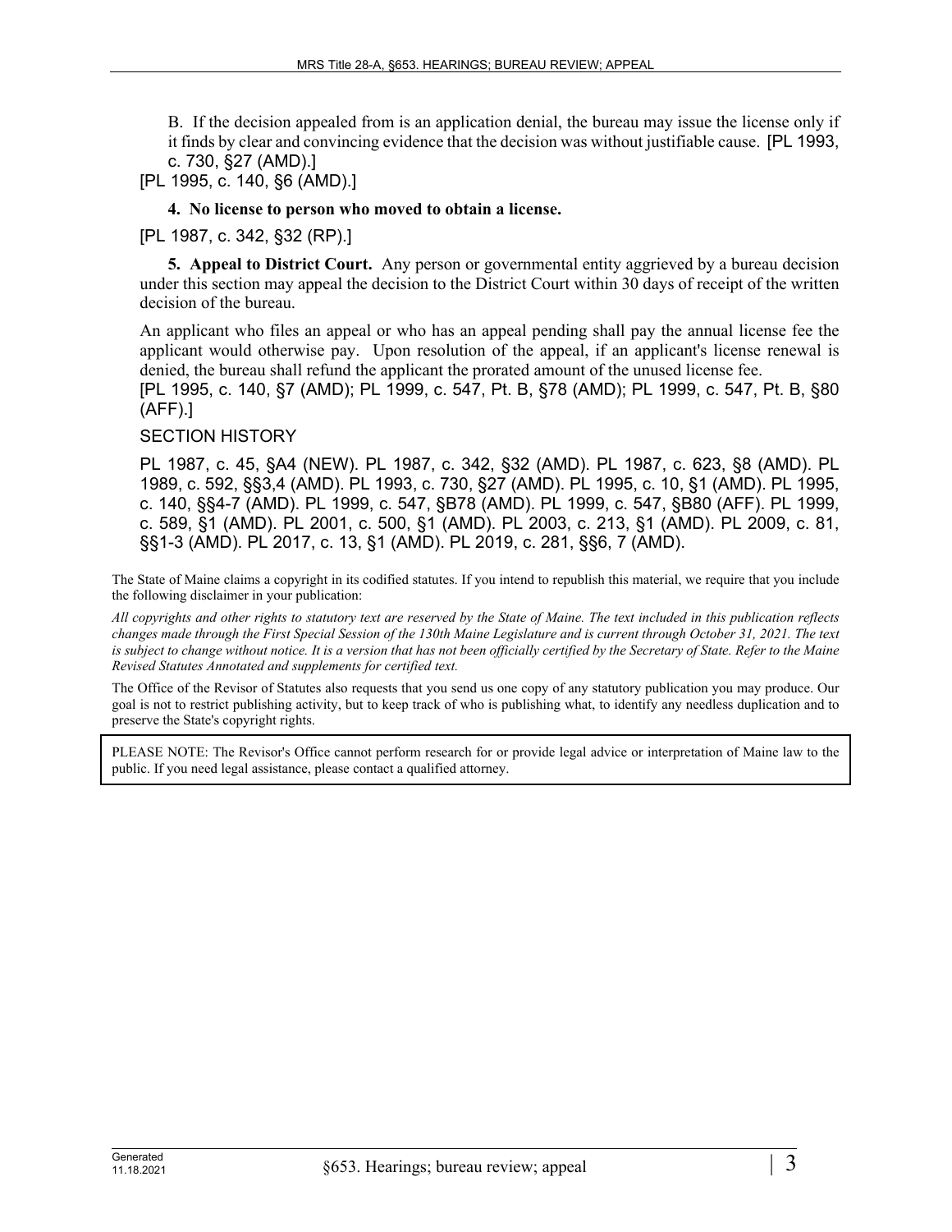B. If the decision appealed from is an application denial, the bureau may issue the license only if it finds by clear and convincing evidence that the decision was without justifiable cause. [PL 1993, c. 730, §27 (AMD).]

[PL 1995, c. 140, §6 (AMD).]

**4. No license to person who moved to obtain a license.**

[PL 1987, c. 342, §32 (RP).]

**5. Appeal to District Court.** Any person or governmental entity aggrieved by a bureau decision under this section may appeal the decision to the District Court within 30 days of receipt of the written decision of the bureau.

An applicant who files an appeal or who has an appeal pending shall pay the annual license fee the applicant would otherwise pay. Upon resolution of the appeal, if an applicant's license renewal is denied, the bureau shall refund the applicant the prorated amount of the unused license fee.

[PL 1995, c. 140, §7 (AMD); PL 1999, c. 547, Pt. B, §78 (AMD); PL 1999, c. 547, Pt. B, §80 (AFF).]

SECTION HISTORY

PL 1987, c. 45, §A4 (NEW). PL 1987, c. 342, §32 (AMD). PL 1987, c. 623, §8 (AMD). PL 1989, c. 592, §§3,4 (AMD). PL 1993, c. 730, §27 (AMD). PL 1995, c. 10, §1 (AMD). PL 1995, c. 140, §§4-7 (AMD). PL 1999, c. 547, §B78 (AMD). PL 1999, c. 547, §B80 (AFF). PL 1999, c. 589, §1 (AMD). PL 2001, c. 500, §1 (AMD). PL 2003, c. 213, §1 (AMD). PL 2009, c. 81, §§1-3 (AMD). PL 2017, c. 13, §1 (AMD). PL 2019, c. 281, §§6, 7 (AMD).

The State of Maine claims a copyright in its codified statutes. If you intend to republish this material, we require that you include the following disclaimer in your publication:

*All copyrights and other rights to statutory text are reserved by the State of Maine. The text included in this publication reflects changes made through the First Special Session of the 130th Maine Legislature and is current through October 31, 2021. The text is subject to change without notice. It is a version that has not been officially certified by the Secretary of State. Refer to the Maine Revised Statutes Annotated and supplements for certified text.*

The Office of the Revisor of Statutes also requests that you send us one copy of any statutory publication you may produce. Our goal is not to restrict publishing activity, but to keep track of who is publishing what, to identify any needless duplication and to preserve the State's copyright rights.

PLEASE NOTE: The Revisor's Office cannot perform research for or provide legal advice or interpretation of Maine law to the public. If you need legal assistance, please contact a qualified attorney.